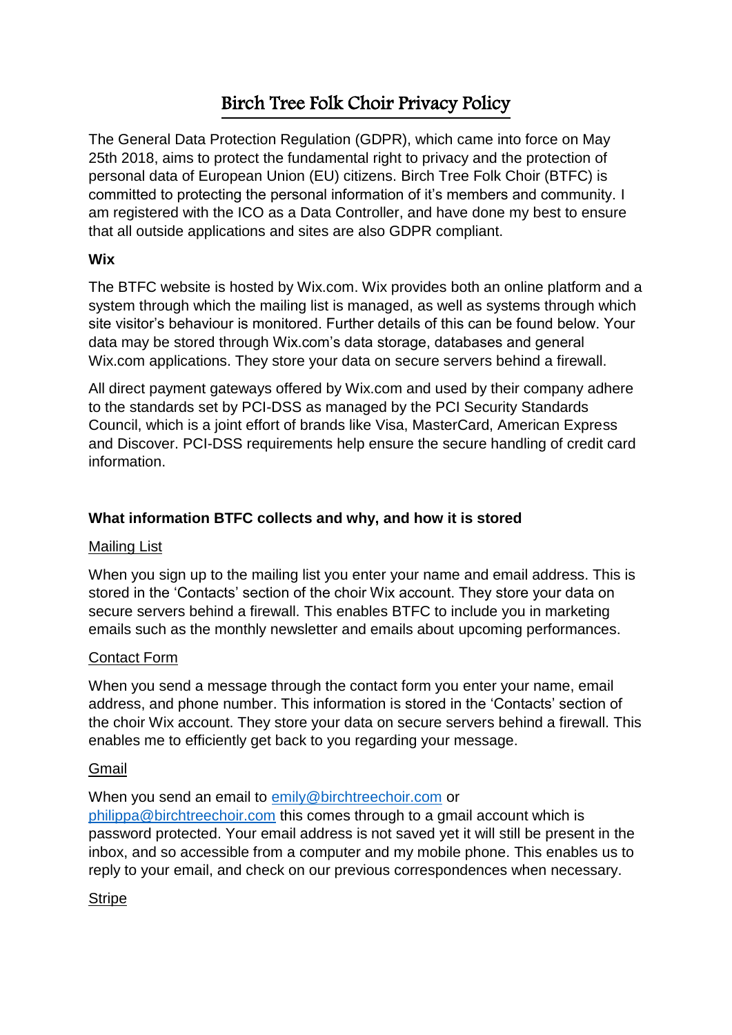# Birch Tree Folk Choir Privacy Policy

The General Data Protection Regulation (GDPR), which came into force on May 25th 2018, aims to protect the fundamental right to privacy and the protection of personal data of European Union (EU) citizens. Birch Tree Folk Choir (BTFC) is committed to protecting the personal information of it's members and community. I am registered with the ICO as a Data Controller, and have done my best to ensure that all outside applications and sites are also GDPR compliant.

**Wix**

The BTFC website is hosted by Wix.com. Wix provides both an online platform and a system through which the mailing list is managed, as well as systems through which site visitor's behaviour is monitored. Further details of this can be found below. Your data may be stored through Wix.com's data storage, databases and general Wix.com applications. They store your data on secure servers behind a firewall.

All direct payment gateways offered by Wix.com and used by their company adhere to the standards set by PCI-DSS as managed by the PCI Security Standards Council, which is a joint effort of brands like Visa, MasterCard, American Express and Discover. PCI-DSS requirements help ensure the secure handling of credit card information.

**What information BTFC collects and why, and how it is stored**

Mailing List

When you sign up to the mailing list you enter your name and email address. This is stored in the 'Contacts' section of the choir Wix account. They store your data on secure servers behind a firewall. This enables BTFC to include you in marketing emails such as the monthly newsletter and emails about upcoming performances.

Contact Form

When you send a message through the contact form you enter your name, email address, and phone number. This information is stored in the 'Contacts' section of the choir Wix account. They store your data on secure servers behind a firewall. This enables me to efficiently get back to you regarding your message.

Gmail

When you send an email to emily@birchtreechoir.com or philippa@birchtreechoir.com this comes through to a gmail account which is password protected. Your email address is not saved yet it will still be present in the inbox, and so accessible from a computer and my mobile phone. This enables us to reply to your email, and check on our previous correspondences when necessary.

Stripe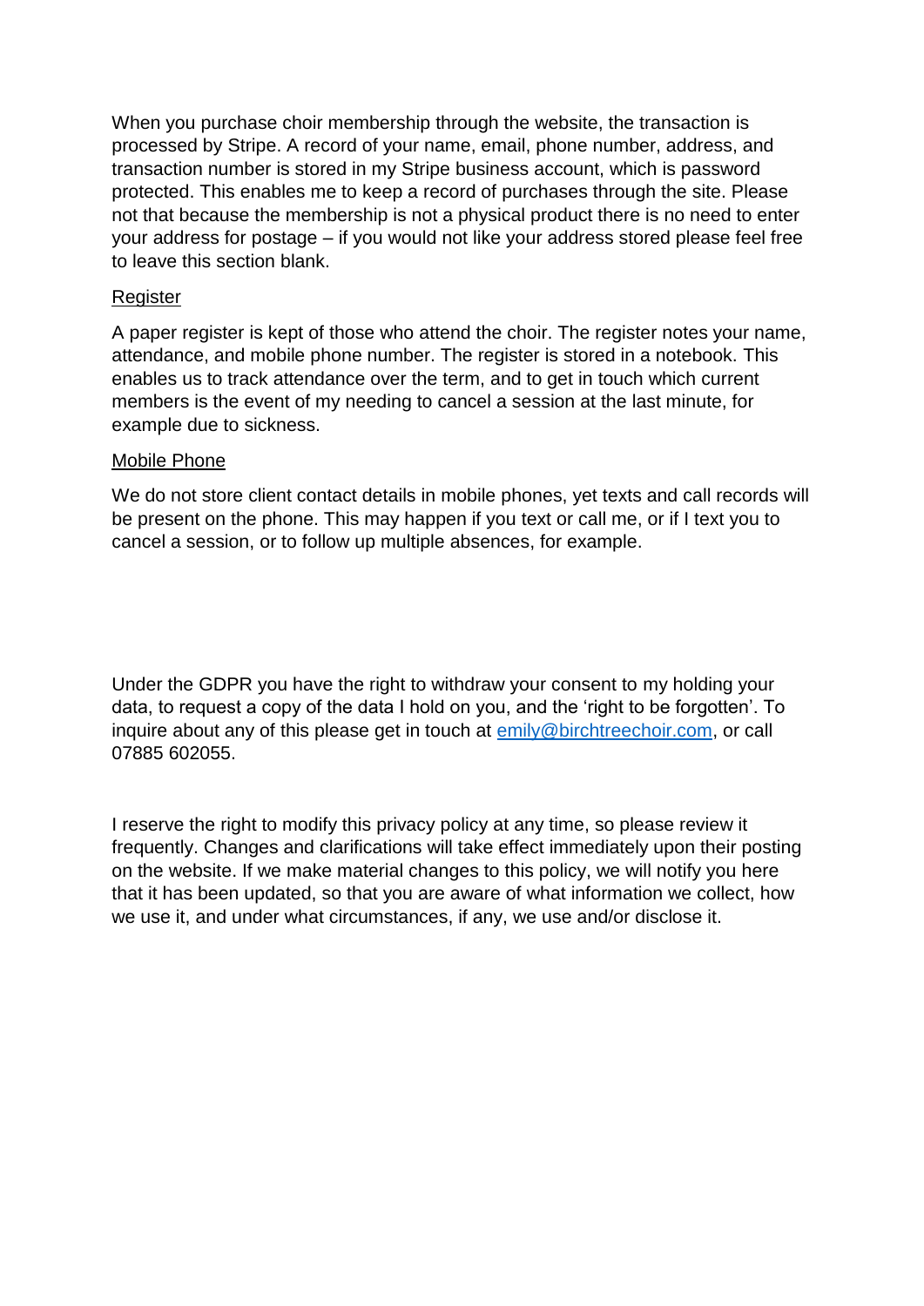When you purchase choir membership through the website, the transaction is processed by Stripe. A record of your name, email, phone number, address, and transaction number is stored in my Stripe business account, which is password protected. This enables me to keep a record of purchases through the site. Please not that because the membership is not a physical product there is no need to enter your address for postage – if you would not like your address stored please feel free to leave this section blank.

<u>Register</u>

A paper register is kept of those who attend the choir. The register notes your name, attendance, and mobile phone number. The register is stored in a notebook. This enables us to track attendance over the term, and to get in touch which current members is the event of my needing to cancel a session at the last minute, for example due to sickness.

<u>Mobile Phone</u>

We do not store client contact details in mobile phones, yet texts and call records will be present on the phone. This may happen if you text or call me, or if I text you to cancel a session, or to follow up multiple absences, for example.

Under the GDPR you have the right to withdraw your consent to my holding your data, to request a copy of the data I hold on you, and the 'right to be forgotten'. To inquire about any of this please get in touch at emily@birchtreechoir.com, or call 07885 602055.

I reserve the right to modify this privacy policy at any time, so please review it frequently. Changes and clarifications will take effect immediately upon their posting on the website. If we make material changes to this policy, we will notify you here that it has been updated, so that you are aware of what information we collect, how we use it, and under what circumstances, if any, we use and/or disclose it.